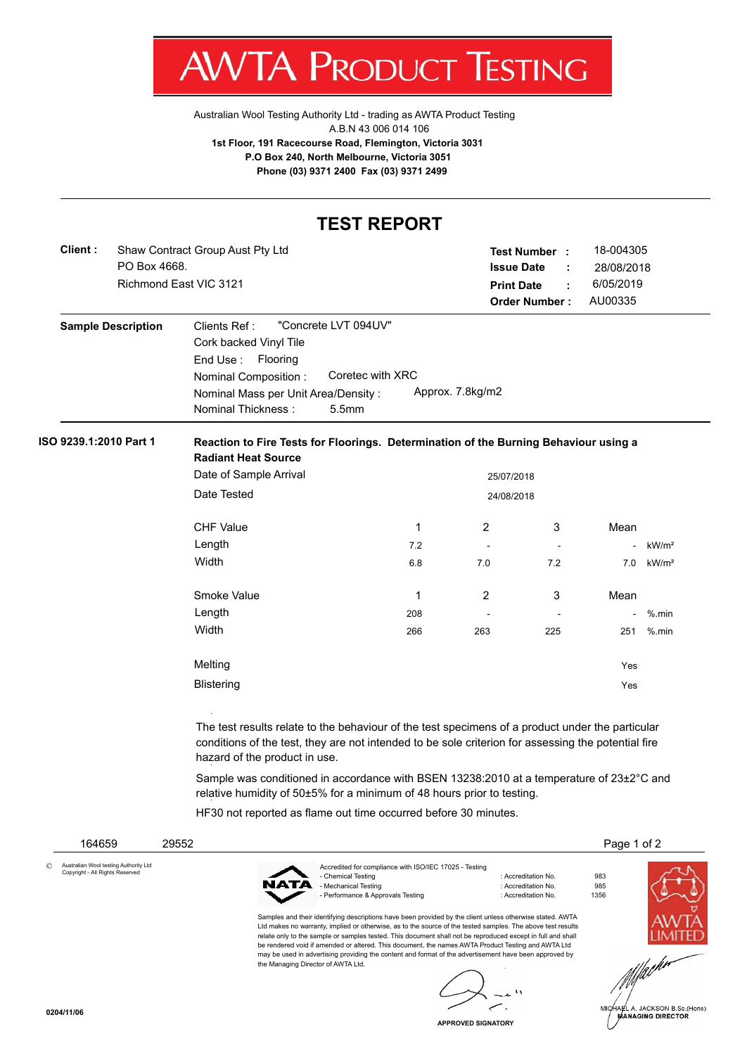# AWTA PRODUCT TESTING

Australian Wool Testing Authority Ltd - trading as AWTA Product Testing
A.B.N 43 006 014 106
**1st Floor, 191 Racecourse Road, Flemington, Victoria 3031**
**P.O Box 240, North Melbourne, Victoria 3051**
**Phone (03) 9371 2400 Fax (03) 9371 2499**

## TEST REPORT

**Client :** Shaw Contract Group Aust Pty Ltd
PO Box 4668.
Richmond East VIC 3121

**Test Number :** 18-004305
**Issue Date :** 28/08/2018
**Print Date :** 6/05/2019
**Order Number :** AU00335

**Sample Description**

Clients Ref : "Concrete LVT 094UV"
Cork backed Vinyl Tile
End Use : Flooring
Nominal Composition : Coretec with XRC
Nominal Mass per Unit Area/Density : Approx. 7.8kg/m2
Nominal Thickness : 5.5mm

**ISO 9239.1:2010 Part 1**

**Reaction to Fire Tests for Floorings. Determination of the Burning Behaviour using a Radiant Heat Source**

Date of Sample Arrival: 25/07/2018
Date Tested: 24/08/2018

| CHF Value | 1 | 2 | 3 | Mean | |
|---|---|---|---|---|---|
| Length | 7.2 | - | - | - | kW/m² |
| Width | 6.8 | 7.0 | 7.2 | 7.0 | kW/m² |

| Smoke Value | 1 | 2 | 3 | Mean | |
|---|---|---|---|---|---|
| Length | 208 | - | - | - | %.min |
| Width | 266 | 263 | 225 | 251 | %.min |

| | |
|---|---|
| Melting | Yes |
| Blistering | Yes |

The test results relate to the behaviour of the test specimens of a product under the particular conditions of the test, they are not intended to be sole criterion for assessing the potential fire hazard of the product in use.

Sample was conditioned in accordance with BSEN 13238:2010 at a temperature of 23±2°C and relative humidity of 50±5% for a minimum of 48 hours prior to testing.

HF30 not reported as flame out time occurred before 30 minutes.

164659 29552

© Australian Wool testing Authority Ltd
Copyright - All Rights Reserved

Accredited for compliance with ISO/IEC 17025 - Testing
- Chemical Testing : Accreditation No. 983
- Mechanical Testing : Accreditation No. 985
- Performance & Approvals Testing : Accreditation No. 1356

Samples and their identifying descriptions have been provided by the client unless otherwise stated. AWTA Ltd makes no warranty, implied or otherwise, as to the source of the tested samples. The above test results relate only to the sample or samples tested. This document shall not be reproduced except in full and shall be rendered void if amended or altered. This document, the names AWTA Product Testing and AWTA Ltd may be used in advertising providing the content and format of the advertisement have been approved by the Managing Director of AWTA Ltd.

APPROVED SIGNATORY

MICHAEL A. JACKSON B.Sc.(Hons)
MANAGING DIRECTOR

0204/11/06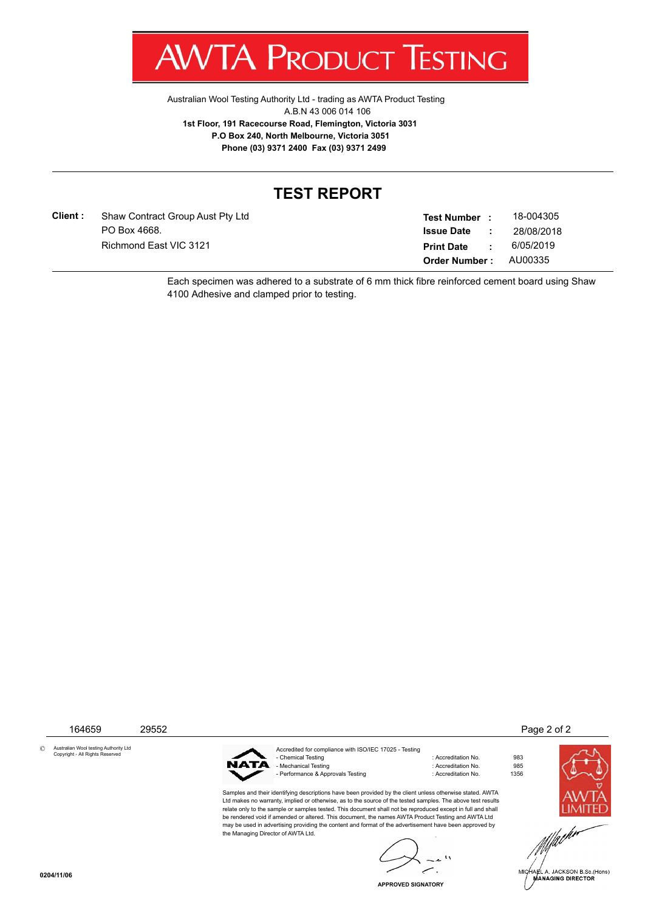# AWTA PRODUCT TESTING

Australian Wool Testing Authority Ltd - trading as AWTA Product Testing
A.B.N 43 006 014 106
**1st Floor, 191 Racecourse Road, Flemington, Victoria 3031**
**P.O Box 240, North Melbourne, Victoria 3051**
**Phone (03) 9371 2400 Fax (03) 9371 2499**

## TEST REPORT

| | | | |
|---|---|---|---|
| **Client :** | Shaw Contract Group Aust Pty Ltd | **Test Number :** | 18-004305 |
| | PO Box 4668. | **Issue Date :** | 28/08/2018 |
| | Richmond East VIC 3121 | **Print Date :** | 6/05/2019 |
| | | **Order Number :** | AU00335 |

Each specimen was adhered to a substrate of 6 mm thick fibre reinforced cement board using Shaw 4100 Adhesive and clamped prior to testing.

164659 29552

© Australian Wool testing Authority Ltd
Copyright - All Rights Reserved

Accredited for compliance with ISO/IEC 17025 - Testing

| | | |
|---|---|---|
| - Chemical Testing | : Accreditation No. | 983 |
| - Mechanical Testing | : Accreditation No. | 985 |
| - Performance & Approvals Testing | : Accreditation No. | 1356 |

Samples and their identifying descriptions have been provided by the client unless otherwise stated. AWTA Ltd makes no warranty, implied or otherwise, as to the source of the tested samples. The above test results relate only to the sample or samples tested. This document shall not be reproduced except in full and shall be rendered void if amended or altered. This document, the names AWTA Product Testing and AWTA Ltd may be used in advertising providing the content and format of the advertisement have been approved by the Managing Director of AWTA Ltd.

APPROVED SIGNATORY

MICHAEL A. JACKSON B.Sc.(Hons)
MANAGING DIRECTOR

0204/11/06